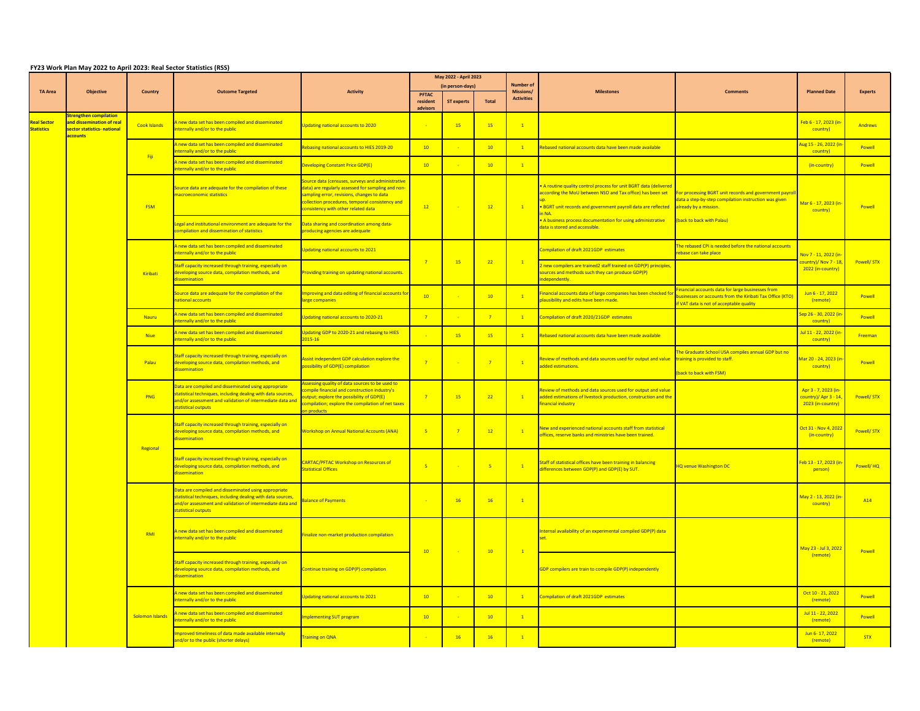**FY23 Work Plan May 2022 to April 2023: Real Sector Statistics (RSS)**

| TA Area | Objective | Country | Outcome Targeted | Activity | May 2022 - April 2023 (in person-days) | | | Number of Missions/ Activities | Milestones | Comments | Planned Date | Experts |
|---|---|---|---|---|---|---|---|---|---|---|---|---|
| | | | | | PFTAC resident advisors | ST experts | Total | | | | | |
| Real Sector Statistics | Strengthen compilation and dissemination of real sector statistics- national accounts | Cook Islands | A new data set has been compiled and disseminated internally and/or to the public | Updating national accounts to 2020 | - | 15 | 15 | 1 | | | Feb 6 - 17, 2023 (in-country) | Andrews |
| | | Fiji | A new data set has been compiled and disseminated internally and/or to the public | Rebasing national accounts to HIES 2019-20 | 10 | - | 10 | 1 | Rebased national accounts data have been made available | | Aug 15 - 26, 2022 (in-country) | Powell |
| | | | A new data set has been compiled and disseminated internally and/or to the public | Developing Constant Price GDP(E) | 10 | - | 10 | 1 | | | (in-country) | Powell |
| | | FSM | Source data are adequate for the compilation of these macroeconomic statistics | Source data (censuses, surveys and administrative data) are regularly assessed for sampling and non-sampling error, revisions, changes to data collection procedures, temporal consistency and consistency with other related data | 12 | - | 12 | 1 | • A routine quality control process for unit BGRT data (delivered according the MoU between NSO and Tax office) has been set up. • BGRT unit records and government payroll data are reflected in NA. • A business process documentation for using administrative data is stored and accessible. | For processing BGRT unit records and government payroll data a step-by-step compilation instruction was given already by a mission. (back to back with Palau) | Mar 6 - 17, 2023 (in-country) | Powell |
| | | | Legal and institutional environment are adequate for the compilation and dissemination of statistics | Data sharing and coordination among data-producing agencies are adequate | | | | | | | | |
| | | Kiribati | A new data set has been compiled and disseminated internally and/or to the public | Updating national accounts to 2021 | 7 | 15 | 22 | 1 | Compilation of draft 2021GDP estimates | The rebased CPI is needed before the national accounts rebase can take place | Nov 7 - 11, 2022 (in-country)/ Nov 7 - 18, 2022 (in-country) | Powell/ STX |
| | | | Staff capacity increased through training, especially on developing source data, compilation methods, and dissemination | Providing training on updating national accounts. | | | | | 2 new compilers are trained2 staff trained on GDP(P) principles, sources and methods such they can produce GDP(P) independently. | | | |
| | | | Source data are adequate for the compilation of the national accounts | Improving and data editing of financial accounts for large companies | 10 | - | 10 | 1 | Financial accounts data of large companies has been checked for plausibility and edits have been made. | Financial accounts data for large businesses from businesses or accounts from the Kiribati Tax Office (KTO) if VAT data is not of acceptable quality | Jun 6 - 17, 2022 (remote) | Powell |
| | | Nauru | A new data set has been compiled and disseminated internally and/or to the public | Updating national accounts to 2020-21 | 7 | - | 7 | 1 | Compilation of draft 2020/21GDP estimates | | Sep 26 - 30, 2022 (in-country) | Powell |
| | | Niue | A new data set has been compiled and disseminated internally and/or to the public | Updating GDP to 2020-21 and rebasing to HIES 2015-16 | - | 15 | 15 | 1 | Rebased national accounts data have been made available | | Jul 11 - 22, 2022 (in-country) | Freeman |
| | | Palau | Staff capacity increased through training, especially on developing source data, compilation methods, and dissemination | Assist independent GDP calculation explore the possibility of GDP(E) compilation | 7 | - | 7 | 1 | Review of methods and data sources used for output and value added estimations. | The Graduate School USA compiles annual GDP but no training is provided to staff. (back to back with FSM) | Mar 20 - 24, 2023 (in-country) | Powell |
| | | PNG | Data are compiled and disseminated using appropriate statistical techniques, including dealing with data sources, and/or assessment and validation of intermediate data and statistical outputs | Assessing quality of data sources to be used to compile financial and construction industry's output; explore the possibility of GDP(E) compilation; explore the compilation of net taxes on products | 7 | 15 | 22 | 1 | Review of methods and data sources used for output and value added estimations of livestock production, construction and the financial industry | | Apr 3 - 7, 2023 (in-country)/ Apr 3 - 14, 2023 (in-country) | Powell/ STX |
| | | Regional | Staff capacity increased through training, especially on developing source data, compilation methods, and dissemination | Workshop on Annual National Accounts (ANA) | 5 | 7 | 12 | 1 | New and experienced national accounts staff from statistical offices, reserve banks and ministries have been trained. | | Oct 31 - Nov 4, 2022 (in-country) | Powell/ STX |
| | | | Staff capacity increased through training, especially on developing source data, compilation methods, and dissemination | CARTAC/PFTAC Workshop on Resources of Statistical Offices | 5 | - | 5 | 1 | Staff of statistical offices have been training in balancing differences between GDP(P) and GDP(E) by SUT. | HQ venue Washington DC | Feb 13 - 17, 2023 (in-person) | Powell/ HQ |
| | | RMI | Data are compiled and disseminated using appropriate statistical techniques, including dealing with data sources, and/or assessment and validation of intermediate data and statistical outputs | Balance of Payments | - | 16 | 16 | 1 | | | May 2 - 13, 2022 (in-country) | A14 |
| | | | A new data set has been compiled and disseminated internally and/or to the public | Finalize non-market production compilation | 10 | - | 10 | 1 | Internal availability of an experimental compiled GDP(P) data set. | | May 23 - Jul 3, 2022 (remote) | Powell |
| | | | Staff capacity increased through training, especially on developing source data, compilation methods, and dissemination | Continue training on GDP(P) compilation | | | | | GDP compilers are train to compile GDP(P) independently | | | |
| | | Solomon Islands | A new data set has been compiled and disseminated internally and/or to the public | Updating national accounts to 2021 | 10 | - | 10 | 1 | Compilation of draft 2021GDP estimates | | Oct 10 - 21, 2022 (remote) | Powell |
| | | | A new data set has been compiled and disseminated internally and/or to the public | Implementing SUT program | 10 | - | 10 | 1 | | | Jul 11 - 22, 2022 (remote) | Powell |
| | | | Improved timeliness of data made available internally and/or to the public (shorter delays) | Training on QNA | - | 16 | 16 | 1 | | | Jun 6- 17, 2022 (remote) | STX |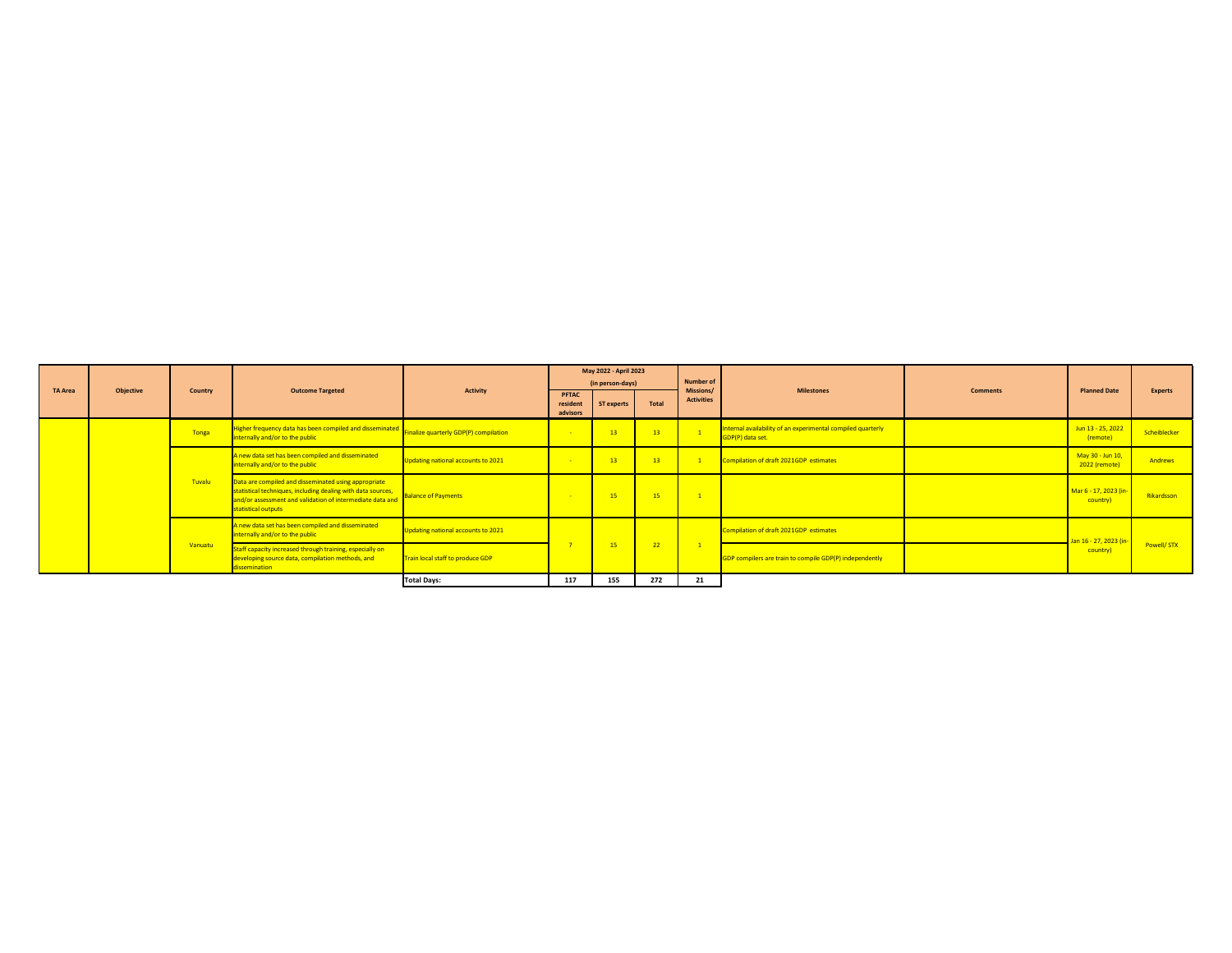| TA Area | Objective | Country | Outcome Targeted | Activity | May 2022 - April 2023 (in person-days) | | | Number of Missions/ Activities | Milestones | Comments | Planned Date | Experts |
|---|---|---|---|---|---|---|---|---|---|---|---|---|
| | | | | | PFTAC resident advisors | ST experts | Total | | | | | |
| | | Tonga | Higher frequency data has been compiled and disseminated internally and/or to the public | Finalize quarterly GDP(P) compilation | - | 13 | 13 | 1 | Internal availability of an experimental compiled quarterly GDP(P) data set. | | Jun 13 - 25, 2022 (remote) | Scheiblecker |
| | | Tuvalu | A new data set has been compiled and disseminated internally and/or to the public | Updating national accounts to 2021 | - | 13 | 13 | 1 | Compilation of draft 2021GDP estimates | | May 30 - Jun 10, 2022 (remote) | Andrews |
| | | | Data are compiled and disseminated using appropriate statistical techniques, including dealing with data sources, and/or assessment and validation of intermediate data and statistical outputs | Balance of Payments | - | 15 | 15 | 1 | | | Mar 6 - 17, 2023 (in-country) | Rikardsson |
| | | Vanuatu | A new data set has been compiled and disseminated internally and/or to the public | Updating national accounts to 2021 | 7 | 15 | 22 | 1 | Compilation of draft 2021GDP estimates | | Jan 16 - 27, 2023 (in-country) | Powell/ STX |
| | | | Staff capacity increased through training, especially on developing source data, compilation methods, and dissemination | Train local staff to produce GDP | | | | | GDP compilers are train to compile GDP(P) independently | | | |
| | | | | Total Days: | 117 | 155 | 272 | 21 | | | | |